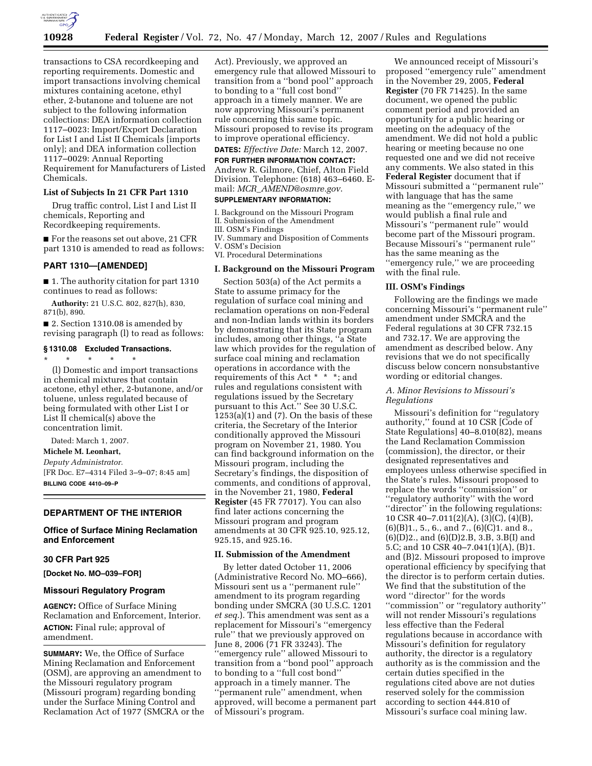transactions to CSA recordkeeping and reporting requirements. Domestic and import transactions involving chemical mixtures containing acetone, ethyl ether, 2-butanone and toluene are not subject to the following information collections: DEA information collection 1117–0023: Import/Export Declaration for List I and List II Chemicals [imports only]; and DEA information collection 1117–0029: Annual Reporting Requirement for Manufacturers of Listed Chemicals.

### List of Subjects In 21 CFR Part 1310

Drug traffic control, List I and List II chemicals, Reporting and Recordkeeping requirements.

■ For the reasons set out above, 21 CFR part 1310 is amended to read as follows:

## PART 1310—[AMENDED]

■ 1. The authority citation for part 1310 continues to read as follows:

**Authority:** 21 U.S.C. 802, 827(h), 830, 871(b), 890.

■ 2. Section 1310.08 is amended by revising paragraph (l) to read as follows:

### § 1310.08 Excluded Transactions.

\* \* \* \* \*

(l) Domestic and import transactions in chemical mixtures that contain acetone, ethyl ether, 2-butanone, and/or toluene, unless regulated because of being formulated with other List I or List II chemical(s) above the concentration limit.

Dated: March 1, 2007.

**Michele M. Leonhart,**

*Deputy Administrator.*

[FR Doc. E7–4314 Filed 3–9–07; 8:45 am]

**BILLING CODE 4410–09–P**

## DEPARTMENT OF THE INTERIOR

## Office of Surface Mining Reclamation and Enforcement

## 30 CFR Part 925

**[Docket No. MO–039–FOR]**

## Missouri Regulatory Program

**AGENCY:** Office of Surface Mining Reclamation and Enforcement, Interior.

**ACTION:** Final rule; approval of amendment.

**SUMMARY:** We, the Office of Surface Mining Reclamation and Enforcement (OSM), are approving an amendment to the Missouri regulatory program (Missouri program) regarding bonding under the Surface Mining Control and Reclamation Act of 1977 (SMCRA or the Act). Previously, we approved an emergency rule that allowed Missouri to transition from a ''bond pool'' approach to bonding to a ''full cost bond'' approach in a timely manner. We are now approving Missouri's permanent rule concerning this same topic. Missouri proposed to revise its program to improve operational efficiency.

**DATES:** *Effective Date:* March 12, 2007.

**FOR FURTHER INFORMATION CONTACT:** Andrew R. Gilmore, Chief, Alton Field Division. Telephone: (618) 463–6460. E-mail: *MCR_AMEND@osmre.gov*.

**SUPPLEMENTARY INFORMATION:**

I. Background on the Missouri Program
II. Submission of the Amendment
III. OSM's Findings
IV. Summary and Disposition of Comments
V. OSM's Decision
VI. Procedural Determinations

### I. Background on the Missouri Program

Section 503(a) of the Act permits a State to assume primacy for the regulation of surface coal mining and reclamation operations on non-Federal and non-Indian lands within its borders by demonstrating that its State program includes, among other things, ''a State law which provides for the regulation of surface coal mining and reclamation operations in accordance with the requirements of this Act \* \* \*; and rules and regulations consistent with regulations issued by the Secretary pursuant to this Act.'' See 30 U.S.C. 1253(a)(1) and (7). On the basis of these criteria, the Secretary of the Interior conditionally approved the Missouri program on November 21, 1980. You can find background information on the Missouri program, including the Secretary's findings, the disposition of comments, and conditions of approval, in the November 21, 1980, **Federal Register** (45 FR 77017). You can also find later actions concerning the Missouri program and program amendments at 30 CFR 925.10, 925.12, 925.15, and 925.16.

### II. Submission of the Amendment

By letter dated October 11, 2006 (Administrative Record No. MO–666), Missouri sent us a ''permanent rule'' amendment to its program regarding bonding under SMCRA (30 U.S.C. 1201 *et seq.*). This amendment was sent as a replacement for Missouri's ''emergency rule'' that we previously approved on June 8, 2006 (71 FR 33243). The ''emergency rule'' allowed Missouri to transition from a ''bond pool'' approach to bonding to a ''full cost bond'' approach in a timely manner. The ''permanent rule'' amendment, when approved, will become a permanent part of Missouri's program.

We announced receipt of Missouri's proposed ''emergency rule'' amendment in the November 29, 2005, **Federal Register** (70 FR 71425). In the same document, we opened the public comment period and provided an opportunity for a public hearing or meeting on the adequacy of the amendment. We did not hold a public hearing or meeting because no one requested one and we did not receive any comments. We also stated in this **Federal Register** document that if Missouri submitted a ''permanent rule'' with language that has the same meaning as the ''emergency rule,'' we would publish a final rule and Missouri's ''permanent rule'' would become part of the Missouri program. Because Missouri's ''permanent rule'' has the same meaning as the ''emergency rule,'' we are proceeding with the final rule.

### III. OSM's Findings

Following are the findings we made concerning Missouri's ''permanent rule'' amendment under SMCRA and the Federal regulations at 30 CFR 732.15 and 732.17. We are approving the amendment as described below. Any revisions that we do not specifically discuss below concern nonsubstantive wording or editorial changes.

#### *A. Minor Revisions to Missouri's Regulations*

Missouri's definition for ''regulatory authority,'' found at 10 CSR [Code of State Regulations] 40–8.010(82), means the Land Reclamation Commission (commission), the director, or their designated representatives and employees unless otherwise specified in the State's rules. Missouri proposed to replace the words ''commission'' or ''regulatory authority'' with the word ''director'' in the following regulations: 10 CSR 40–7.011(2)(A), (3)(C), (4)(B), (6)(B)1., 5., 6., and 7., (6)(C)1. and 8., (6)(D)2., and (6)(D)2.B, 3.B, 3.B(I) and 5.C; and 10 CSR 40–7.041(1)(A), (B)1. and (B)2. Missouri proposed to improve operational efficiency by specifying that the director is to perform certain duties. We find that the substitution of the word ''director'' for the words ''commission'' or ''regulatory authority'' will not render Missouri's regulations less effective than the Federal regulations because in accordance with Missouri's definition for regulatory authority, the director is a regulatory authority as is the commission and the certain duties specified in the regulations cited above are not duties reserved solely for the commission according to section 444.810 of Missouri's surface coal mining law.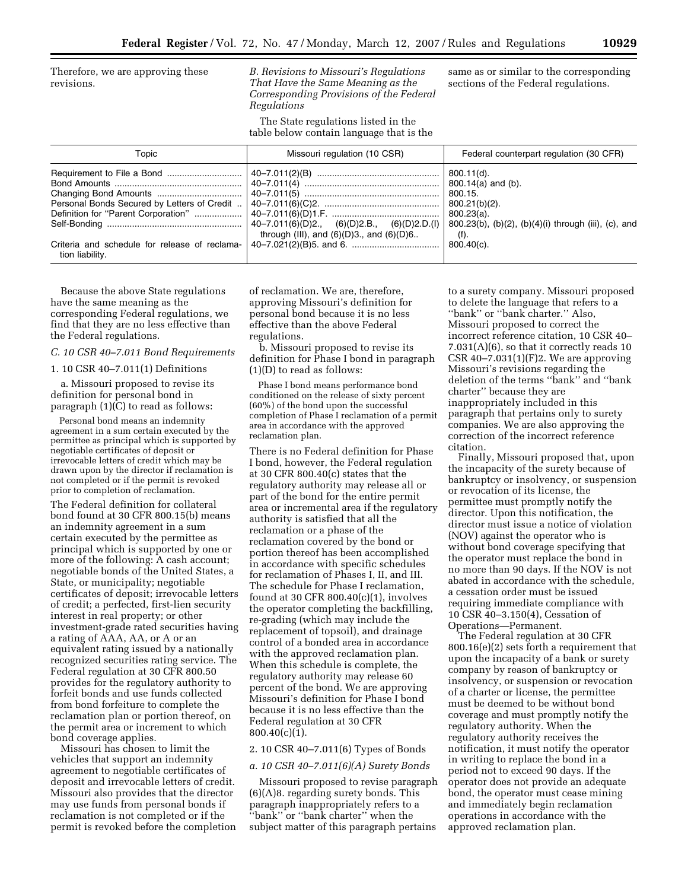Therefore, we are approving these revisions.

*B. Revisions to Missouri's Regulations That Have the Same Meaning as the Corresponding Provisions of the Federal Regulations*

The State regulations listed in the table below contain language that is the same as or similar to the corresponding sections of the Federal regulations.

| Topic | Missouri regulation (10 CSR) | Federal counterpart regulation (30 CFR) |
| --- | --- | --- |
| Requirement to File a Bond | 40–7.011(2)(B) | 800.11(d). |
| Bond Amounts | 40–7.011(4) | 800.14(a) and (b). |
| Changing Bond Amounts | 40–7.011(5) | 800.15. |
| Personal Bonds Secured by Letters of Credit | 40–7.011(6)(C)2. | 800.21(b)(2). |
| Definition for ''Parent Corporation'' | 40–7.011(6)(D)1.F. | 800.23(a). |
| Self-Bonding | 40–7.011(6)(D)2., (6)(D)2.B., (6)(D)2.D.(I) through (III), and (6)(D)3., and (6)(D)6.. | 800.23(b), (b)(2), (b)(4)(i) through (iii), (c), and (f). |
| Criteria and schedule for release of reclamation liability. | 40–7.021(2)(B)5. and 6. | 800.40(c). |

Because the above State regulations have the same meaning as the corresponding Federal regulations, we find that they are no less effective than the Federal regulations.

*C. 10 CSR 40–7.011 Bond Requirements*

1. 10 CSR 40–7.011(1) Definitions

a. Missouri proposed to revise its definition for personal bond in paragraph (1)(C) to read as follows:

> Personal bond means an indemnity agreement in a sum certain executed by the permittee as principal which is supported by negotiable certificates of deposit or irrevocable letters of credit which may be drawn upon by the director if reclamation is not completed or if the permit is revoked prior to completion of reclamation.

The Federal definition for collateral bond found at 30 CFR 800.15(b) means an indemnity agreement in a sum certain executed by the permittee as principal which is supported by one or more of the following: A cash account; negotiable bonds of the United States, a State, or municipality; negotiable certificates of deposit; irrevocable letters of credit; a perfected, first-lien security interest in real property; or other investment-grade rated securities having a rating of AAA, AA, or A or an equivalent rating issued by a nationally recognized securities rating service. The Federal regulation at 30 CFR 800.50 provides for the regulatory authority to forfeit bonds and use funds collected from bond forfeiture to complete the reclamation plan or portion thereof, on the permit area or increment to which bond coverage applies.

Missouri has chosen to limit the vehicles that support an indemnity agreement to negotiable certificates of deposit and irrevocable letters of credit. Missouri also provides that the director may use funds from personal bonds if reclamation is not completed or if the permit is revoked before the completion of reclamation. We are, therefore, approving Missouri's definition for personal bond because it is no less effective than the above Federal regulations.

b. Missouri proposed to revise its definition for Phase I bond in paragraph (1)(D) to read as follows:

> Phase I bond means performance bond conditioned on the release of sixty percent (60%) of the bond upon the successful completion of Phase I reclamation of a permit area in accordance with the approved reclamation plan.

There is no Federal definition for Phase I bond, however, the Federal regulation at 30 CFR 800.40(c) states that the regulatory authority may release all or part of the bond for the entire permit area or incremental area if the regulatory authority is satisfied that all the reclamation or a phase of the reclamation covered by the bond or portion thereof has been accomplished in accordance with specific schedules for reclamation of Phases I, II, and III. The schedule for Phase I reclamation, found at 30 CFR 800.40(c)(1), involves the operator completing the backfilling, re-grading (which may include the replacement of topsoil), and drainage control of a bonded area in accordance with the approved reclamation plan. When this schedule is complete, the regulatory authority may release 60 percent of the bond. We are approving Missouri's definition for Phase I bond because it is no less effective than the Federal regulation at 30 CFR 800.40(c)(1).

2. 10 CSR 40–7.011(6) Types of Bonds

*a. 10 CSR 40–7.011(6)(A) Surety Bonds*

Missouri proposed to revise paragraph (6)(A)8. regarding surety bonds. This paragraph inappropriately refers to a ''bank'' or ''bank charter'' when the subject matter of this paragraph pertains to a surety company. Missouri proposed to delete the language that refers to a ''bank'' or ''bank charter.'' Also, Missouri proposed to correct the incorrect reference citation, 10 CSR 40–7.031(A)(6), so that it correctly reads 10 CSR 40–7.031(1)(F)2. We are approving Missouri's revisions regarding the deletion of the terms ''bank'' and ''bank charter'' because they are inappropriately included in this paragraph that pertains only to surety companies. We are also approving the correction of the incorrect reference citation.

Finally, Missouri proposed that, upon the incapacity of the surety because of bankruptcy or insolvency, or suspension or revocation of its license, the permittee must promptly notify the director. Upon this notification, the director must issue a notice of violation (NOV) against the operator who is without bond coverage specifying that the operator must replace the bond in no more than 90 days. If the NOV is not abated in accordance with the schedule, a cessation order must be issued requiring immediate compliance with 10 CSR 40–3.150(4), Cessation of Operations—Permanent.

The Federal regulation at 30 CFR 800.16(e)(2) sets forth a requirement that upon the incapacity of a bank or surety company by reason of bankruptcy or insolvency, or suspension or revocation of a charter or license, the permittee must be deemed to be without bond coverage and must promptly notify the regulatory authority. When the regulatory authority receives the notification, it must notify the operator in writing to replace the bond in a period not to exceed 90 days. If the operator does not provide an adequate bond, the operator must cease mining and immediately begin reclamation operations in accordance with the approved reclamation plan.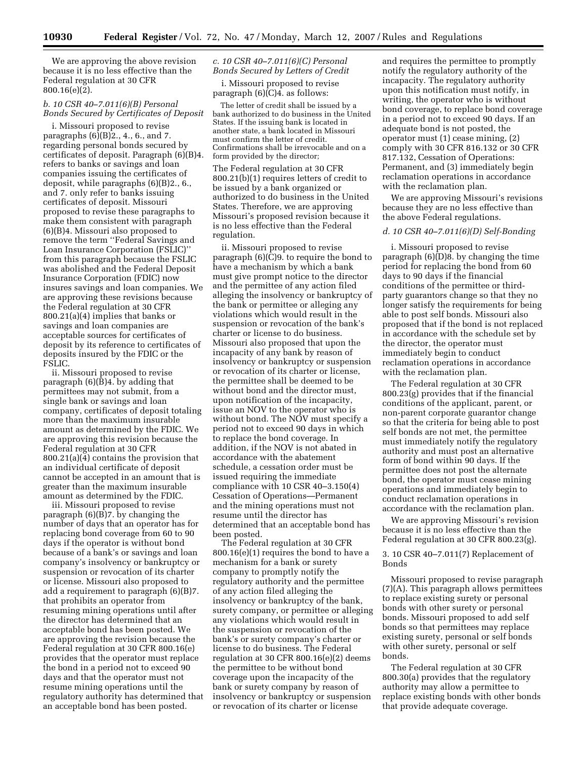We are approving the above revision because it is no less effective than the Federal regulation at 30 CFR 800.16(e)(2).

*b. 10 CSR 40–7.011(6)(B) Personal Bonds Secured by Certificates of Deposit*

i. Missouri proposed to revise paragraphs (6)(B)2., 4., 6., and 7. regarding personal bonds secured by certificates of deposit. Paragraph (6)(B)4. refers to banks or savings and loan companies issuing the certificates of deposit, while paragraphs (6)(B)2., 6., and 7. only refer to banks issuing certificates of deposit. Missouri proposed to revise these paragraphs to make them consistent with paragraph (6)(B)4. Missouri also proposed to remove the term ''Federal Savings and Loan Insurance Corporation (FSLIC)'' from this paragraph because the FSLIC was abolished and the Federal Deposit Insurance Corporation (FDIC) now insures savings and loan companies. We are approving these revisions because the Federal regulation at 30 CFR 800.21(a)(4) implies that banks or savings and loan companies are acceptable sources for certificates of deposit by its reference to certificates of deposits insured by the FDIC or the FSLIC.

ii. Missouri proposed to revise paragraph (6)(B)4. by adding that permittees may not submit, from a single bank or savings and loan company, certificates of deposit totaling more than the maximum insurable amount as determined by the FDIC. We are approving this revision because the Federal regulation at 30 CFR 800.21(a)(4) contains the provision that an individual certificate of deposit cannot be accepted in an amount that is greater than the maximum insurable amount as determined by the FDIC.

iii. Missouri proposed to revise paragraph (6)(B)7. by changing the number of days that an operator has for replacing bond coverage from 60 to 90 days if the operator is without bond because of a bank's or savings and loan company's insolvency or bankruptcy or suspension or revocation of its charter or license. Missouri also proposed to add a requirement to paragraph (6)(B)7. that prohibits an operator from resuming mining operations until after the director has determined that an acceptable bond has been posted. We are approving the revision because the Federal regulation at 30 CFR 800.16(e) provides that the operator must replace the bond in a period not to exceed 90 days and that the operator must not resume mining operations until the regulatory authority has determined that an acceptable bond has been posted.

*c. 10 CSR 40–7.011(6)(C) Personal Bonds Secured by Letters of Credit*

i. Missouri proposed to revise paragraph (6)(C)4. as follows:

> The letter of credit shall be issued by a bank authorized to do business in the United States. If the issuing bank is located in another state, a bank located in Missouri must confirm the letter of credit. Confirmations shall be irrevocable and on a form provided by the director;

The Federal regulation at 30 CFR 800.21(b)(1) requires letters of credit to be issued by a bank organized or authorized to do business in the United States. Therefore, we are approving Missouri's proposed revision because it is no less effective than the Federal regulation.

ii. Missouri proposed to revise paragraph (6)(C)9. to require the bond to have a mechanism by which a bank must give prompt notice to the director and the permittee of any action filed alleging the insolvency or bankruptcy of the bank or permittee or alleging any violations which would result in the suspension or revocation of the bank's charter or license to do business. Missouri also proposed that upon the incapacity of any bank by reason of insolvency or bankruptcy or suspension or revocation of its charter or license, the permittee shall be deemed to be without bond and the director must, upon notification of the incapacity, issue an NOV to the operator who is without bond. The NOV must specify a period not to exceed 90 days in which to replace the bond coverage. In addition, if the NOV is not abated in accordance with the abatement schedule, a cessation order must be issued requiring the immediate compliance with 10 CSR 40–3.150(4) Cessation of Operations—Permanent and the mining operations must not resume until the director has determined that an acceptable bond has been posted.

The Federal regulation at 30 CFR 800.16(e)(1) requires the bond to have a mechanism for a bank or surety company to promptly notify the regulatory authority and the permittee of any action filed alleging the insolvency or bankruptcy of the bank, surety company, or permittee or alleging any violations which would result in the suspension or revocation of the bank's or surety company's charter or license to do business. The Federal regulation at 30 CFR 800.16(e)(2) deems the permittee to be without bond coverage upon the incapacity of the bank or surety company by reason of insolvency or bankruptcy or suspension or revocation of its charter or license and requires the permittee to promptly notify the regulatory authority of the incapacity. The regulatory authority upon this notification must notify, in writing, the operator who is without bond coverage, to replace bond coverage in a period not to exceed 90 days. If an adequate bond is not posted, the operator must (1) cease mining, (2) comply with 30 CFR 816.132 or 30 CFR 817.132, Cessation of Operations: Permanent, and (3) immediately begin reclamation operations in accordance with the reclamation plan.

We are approving Missouri's revisions because they are no less effective than the above Federal regulations.

*d. 10 CSR 40–7.011(6)(D) Self-Bonding*

i. Missouri proposed to revise paragraph (6)(D)8. by changing the time period for replacing the bond from 60 days to 90 days if the financial conditions of the permittee or third-party guarantors change so that they no longer satisfy the requirements for being able to post self bonds. Missouri also proposed that if the bond is not replaced in accordance with the schedule set by the director, the operator must immediately begin to conduct reclamation operations in accordance with the reclamation plan.

The Federal regulation at 30 CFR 800.23(g) provides that if the financial conditions of the applicant, parent, or non-parent corporate guarantor change so that the criteria for being able to post self bonds are not met, the permittee must immediately notify the regulatory authority and must post an alternative form of bond within 90 days. If the permittee does not post the alternate bond, the operator must cease mining operations and immediately begin to conduct reclamation operations in accordance with the reclamation plan.

We are approving Missouri's revision because it is no less effective than the Federal regulation at 30 CFR 800.23(g).

3. 10 CSR 40–7.011(7) Replacement of Bonds

Missouri proposed to revise paragraph (7)(A). This paragraph allows permittees to replace existing surety or personal bonds with other surety or personal bonds. Missouri proposed to add self bonds so that permittees may replace existing surety, personal or self bonds with other surety, personal or self bonds.

The Federal regulation at 30 CFR 800.30(a) provides that the regulatory authority may allow a permittee to replace existing bonds with other bonds that provide adequate coverage.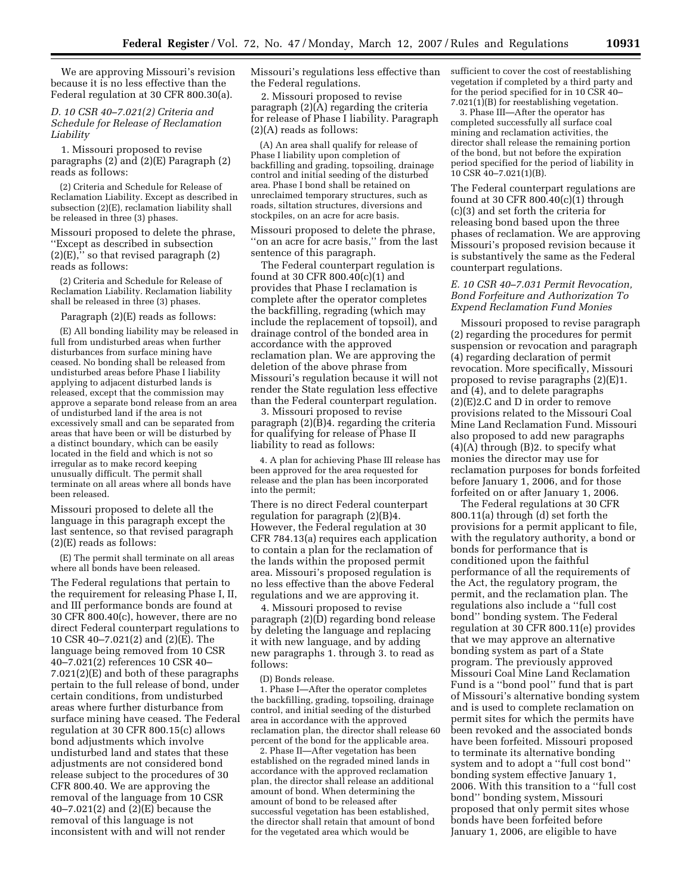We are approving Missouri's revision because it is no less effective than the Federal regulation at 30 CFR 800.30(a).

### *D. 10 CSR 40–7.021(2) Criteria and Schedule for Release of Reclamation Liability*

1. Missouri proposed to revise paragraphs (2) and (2)(E) Paragraph (2) reads as follows:

> (2) Criteria and Schedule for Release of Reclamation Liability. Except as described in subsection (2)(E), reclamation liability shall be released in three (3) phases.

Missouri proposed to delete the phrase, "Except as described in subsection (2)(E)," so that revised paragraph (2) reads as follows:

> (2) Criteria and Schedule for Release of Reclamation Liability. Reclamation liability shall be released in three (3) phases.

Paragraph (2)(E) reads as follows:

> (E) All bonding liability may be released in full from undisturbed areas when further disturbances from surface mining have ceased. No bonding shall be released from undisturbed areas before Phase I liability applying to adjacent disturbed lands is released, except that the commission may approve a separate bond release from an area of undisturbed land if the area is not excessively small and can be separated from areas that have been or will be disturbed by a distinct boundary, which can be easily located in the field and which is not so irregular as to make record keeping unusually difficult. The permit shall terminate on all areas where all bonds have been released.

Missouri proposed to delete all the language in this paragraph except the last sentence, so that revised paragraph (2)(E) reads as follows:

> (E) The permit shall terminate on all areas where all bonds have been released.

The Federal regulations that pertain to the requirement for releasing Phase I, II, and III performance bonds are found at 30 CFR 800.40(c), however, there are no direct Federal counterpart regulations to 10 CSR 40–7.021(2) and (2)(E). The language being removed from 10 CSR 40–7.021(2) references 10 CSR 40–7.021(2)(E) and both of these paragraphs pertain to the full release of bond, under certain conditions, from undisturbed areas where further disturbance from surface mining have ceased. The Federal regulation at 30 CFR 800.15(c) allows bond adjustments which involve undisturbed land and states that these adjustments are not considered bond release subject to the procedures of 30 CFR 800.40. We are approving the removal of the language from 10 CSR 40–7.021(2) and (2)(E) because the removal of this language is not inconsistent with and will not render Missouri's regulations less effective than the Federal regulations.

2. Missouri proposed to revise paragraph (2)(A) regarding the criteria for release of Phase I liability. Paragraph (2)(A) reads as follows:

> (A) An area shall qualify for release of Phase I liability upon completion of backfilling and grading, topsoiling, drainage control and initial seeding of the disturbed area. Phase I bond shall be retained on unreclaimed temporary structures, such as roads, siltation structures, diversions and stockpiles, on an acre for acre basis.

Missouri proposed to delete the phrase, "on an acre for acre basis," from the last sentence of this paragraph.

The Federal counterpart regulation is found at 30 CFR 800.40(c)(1) and provides that Phase I reclamation is complete after the operator completes the backfilling, regrading (which may include the replacement of topsoil), and drainage control of the bonded area in accordance with the approved reclamation plan. We are approving the deletion of the above phrase from Missouri's regulation because it will not render the State regulation less effective than the Federal counterpart regulation.

3. Missouri proposed to revise paragraph (2)(B)4. regarding the criteria for qualifying for release of Phase II liability to read as follows:

> 4. A plan for achieving Phase III release has been approved for the area requested for release and the plan has been incorporated into the permit;

There is no direct Federal counterpart regulation for paragraph (2)(B)4. However, the Federal regulation at 30 CFR 784.13(a) requires each application to contain a plan for the reclamation of the lands within the proposed permit area. Missouri's proposed regulation is no less effective than the above Federal regulations and we are approving it.

4. Missouri proposed to revise paragraph (2)(D) regarding bond release by deleting the language and replacing it with new language, and by adding new paragraphs 1. through 3. to read as follows:

> (D) Bonds release.
>
> 1. Phase I—After the operator completes the backfilling, grading, topsoiling, drainage control, and initial seeding of the disturbed area in accordance with the approved reclamation plan, the director shall release 60 percent of the bond for the applicable area.
>
> 2. Phase II—After vegetation has been established on the regraded mined lands in accordance with the approved reclamation plan, the director shall release an additional amount of bond. When determining the amount of bond to be released after successful vegetation has been established, the director shall retain that amount of bond for the vegetated area which would be sufficient to cover the cost of reestablishing vegetation if completed by a third party and for the period specified for in 10 CSR 40–7.021(1)(B) for reestablishing vegetation.
>
> 3. Phase III—After the operator has completed successfully all surface coal mining and reclamation activities, the director shall release the remaining portion of the bond, but not before the expiration period specified for the period of liability in 10 CSR 40–7.021(1)(B).

The Federal counterpart regulations are found at 30 CFR 800.40(c)(1) through (c)(3) and set forth the criteria for releasing bond based upon the three phases of reclamation. We are approving Missouri's proposed revision because it is substantively the same as the Federal counterpart regulations.

### *E. 10 CSR 40–7.031 Permit Revocation, Bond Forfeiture and Authorization To Expend Reclamation Fund Monies*

Missouri proposed to revise paragraph (2) regarding the procedures for permit suspension or revocation and paragraph (4) regarding declaration of permit revocation. More specifically, Missouri proposed to revise paragraphs (2)(E)1. and (4), and to delete paragraphs (2)(E)2.C and D in order to remove provisions related to the Missouri Coal Mine Land Reclamation Fund. Missouri also proposed to add new paragraphs (4)(A) through (B)2. to specify what monies the director may use for reclamation purposes for bonds forfeited before January 1, 2006, and for those forfeited on or after January 1, 2006.

The Federal regulations at 30 CFR 800.11(a) through (d) set forth the provisions for a permit applicant to file, with the regulatory authority, a bond or bonds for performance that is conditioned upon the faithful performance of all the requirements of the Act, the regulatory program, the permit, and the reclamation plan. The regulations also include a "full cost bond" bonding system. The Federal regulation at 30 CFR 800.11(e) provides that we may approve an alternative bonding system as part of a State program. The previously approved Missouri Coal Mine Land Reclamation Fund is a "bond pool" fund that is part of Missouri's alternative bonding system and is used to complete reclamation on permit sites for which the permits have been revoked and the associated bonds have been forfeited. Missouri proposed to terminate its alternative bonding system and to adopt a "full cost bond" bonding system effective January 1, 2006. With this transition to a "full cost bond" bonding system, Missouri proposed that only permit sites whose bonds have been forfeited before January 1, 2006, are eligible to have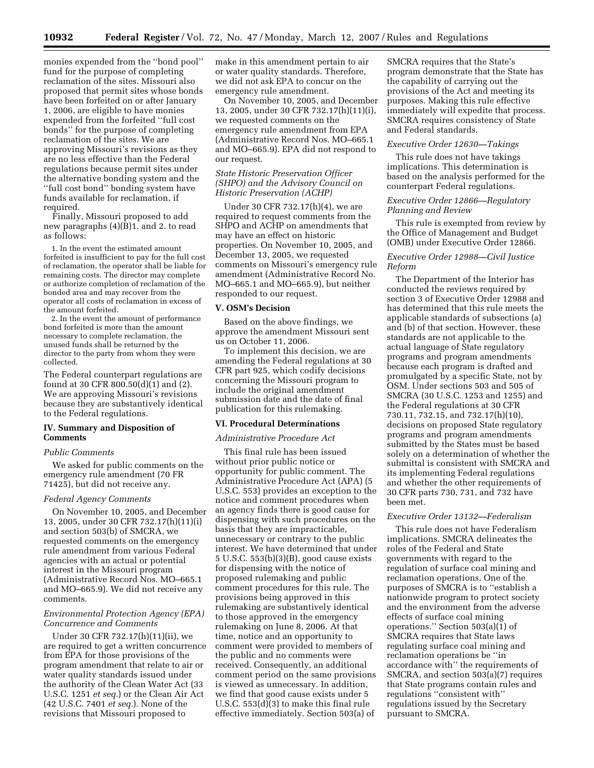monies expended from the ''bond pool'' fund for the purpose of completing reclamation of the sites. Missouri also proposed that permit sites whose bonds have been forfeited on or after January 1, 2006, are eligible to have monies expended from the forfeited ''full cost bonds'' for the purpose of completing reclamation of the sites. We are approving Missouri's revisions as they are no less effective than the Federal regulations because permit sites under the alternative bonding system and the ''full cost bond'' bonding system have funds available for reclamation, if required.

Finally, Missouri proposed to add new paragraphs (4)(B)1. and 2. to read as follows:

> 1. In the event the estimated amount forfeited is insufficient to pay for the full cost of reclamation, the operator shall be liable for remaining costs. The director may complete or authorize completion of reclamation of the bonded area and may recover from the operator all costs of reclamation in excess of the amount forfeited.
>
> 2. In the event the amount of performance bond forfeited is more than the amount necessary to complete reclamation, the unused funds shall be returned by the director to the party from whom they were collected.

The Federal counterpart regulations are found at 30 CFR 800.50(d)(1) and (2). We are approving Missouri's revisions because they are substantively identical to the Federal regulations.

## IV. Summary and Disposition of Comments

### *Public Comments*

We asked for public comments on the emergency rule amendment (70 FR 71425), but did not receive any.

### *Federal Agency Comments*

On November 10, 2005, and December 13, 2005, under 30 CFR 732.17(h)(11)(i) and section 503(b) of SMCRA, we requested comments on the emergency rule amendment from various Federal agencies with an actual or potential interest in the Missouri program (Administrative Record Nos. MO–665.1 and MO–665.9). We did not receive any comments.

### *Environmental Protection Agency (EPA) Concurrence and Comments*

Under 30 CFR 732.17(h)(11)(ii), we are required to get a written concurrence from EPA for those provisions of the program amendment that relate to air or water quality standards issued under the authority of the Clean Water Act (33 U.S.C. 1251 *et seq.*) or the Clean Air Act (42 U.S.C. 7401 *et seq.*). None of the revisions that Missouri proposed to make in this amendment pertain to air or water quality standards. Therefore, we did not ask EPA to concur on the emergency rule amendment.

On November 10, 2005, and December 13, 2005, under 30 CFR 732.17(h)(11)(i), we requested comments on the emergency rule amendment from EPA (Administrative Record Nos. MO–665.1 and MO–665.9). EPA did not respond to our request.

### *State Historic Preservation Officer (SHPO) and the Advisory Council on Historic Preservation (ACHP)*

Under 30 CFR 732.17(h)(4), we are required to request comments from the SHPO and ACHP on amendments that may have an effect on historic properties. On November 10, 2005, and December 13, 2005, we requested comments on Missouri's emergency rule amendment (Administrative Record No. MO–665.1 and MO–665.9), but neither responded to our request.

## V. OSM's Decision

Based on the above findings, we approve the amendment Missouri sent us on October 11, 2006.

To implement this decision, we are amending the Federal regulations at 30 CFR part 925, which codify decisions concerning the Missouri program to include the original amendment submission date and the date of final publication for this rulemaking.

## VI. Procedural Determinations

### *Administrative Procedure Act*

This final rule has been issued without prior public notice or opportunity for public comment. The Administrative Procedure Act (APA) (5 U.S.C. 553) provides an exception to the notice and comment procedures when an agency finds there is good cause for dispensing with such procedures on the basis that they are impracticable, unnecessary or contrary to the public interest. We have determined that under 5 U.S.C. 553(b)(3)(B), good cause exists for dispensing with the notice of proposed rulemaking and public comment procedures for this rule. The provisions being approved in this rulemaking are substantively identical to those approved in the emergency rulemaking on June 8, 2006. At that time, notice and an opportunity to comment were provided to members of the public and no comments were received. Consequently, an additional comment period on the same provisions is viewed as unnecessary. In addition, we find that good cause exists under 5 U.S.C. 553(d)(3) to make this final rule effective immediately. Section 503(a) of SMCRA requires that the State's program demonstrate that the State has the capability of carrying out the provisions of the Act and meeting its purposes. Making this rule effective immediately will expedite that process. SMCRA requires consistency of State and Federal standards.

### *Executive Order 12630—Takings*

This rule does not have takings implications. This determination is based on the analysis performed for the counterpart Federal regulations.

### *Executive Order 12866—Regulatory Planning and Review*

This rule is exempted from review by the Office of Management and Budget (OMB) under Executive Order 12866.

### *Executive Order 12988—Civil Justice Reform*

The Department of the Interior has conducted the reviews required by section 3 of Executive Order 12988 and has determined that this rule meets the applicable standards of subsections (a) and (b) of that section. However, these standards are not applicable to the actual language of State regulatory programs and program amendments because each program is drafted and promulgated by a specific State, not by OSM. Under sections 503 and 505 of SMCRA (30 U.S.C. 1253 and 1255) and the Federal regulations at 30 CFR 730.11, 732.15, and 732.17(h)(10), decisions on proposed State regulatory programs and program amendments submitted by the States must be based solely on a determination of whether the submittal is consistent with SMCRA and its implementing Federal regulations and whether the other requirements of 30 CFR parts 730, 731, and 732 have been met.

### *Executive Order 13132—Federalism*

This rule does not have Federalism implications. SMCRA delineates the roles of the Federal and State governments with regard to the regulation of surface coal mining and reclamation operations. One of the purposes of SMCRA is to ''establish a nationwide program to protect society and the environment from the adverse effects of surface coal mining operations.'' Section 503(a)(1) of SMCRA requires that State laws regulating surface coal mining and reclamation operations be ''in accordance with'' the requirements of SMCRA, and section 503(a)(7) requires that State programs contain rules and regulations ''consistent with'' regulations issued by the Secretary pursuant to SMCRA.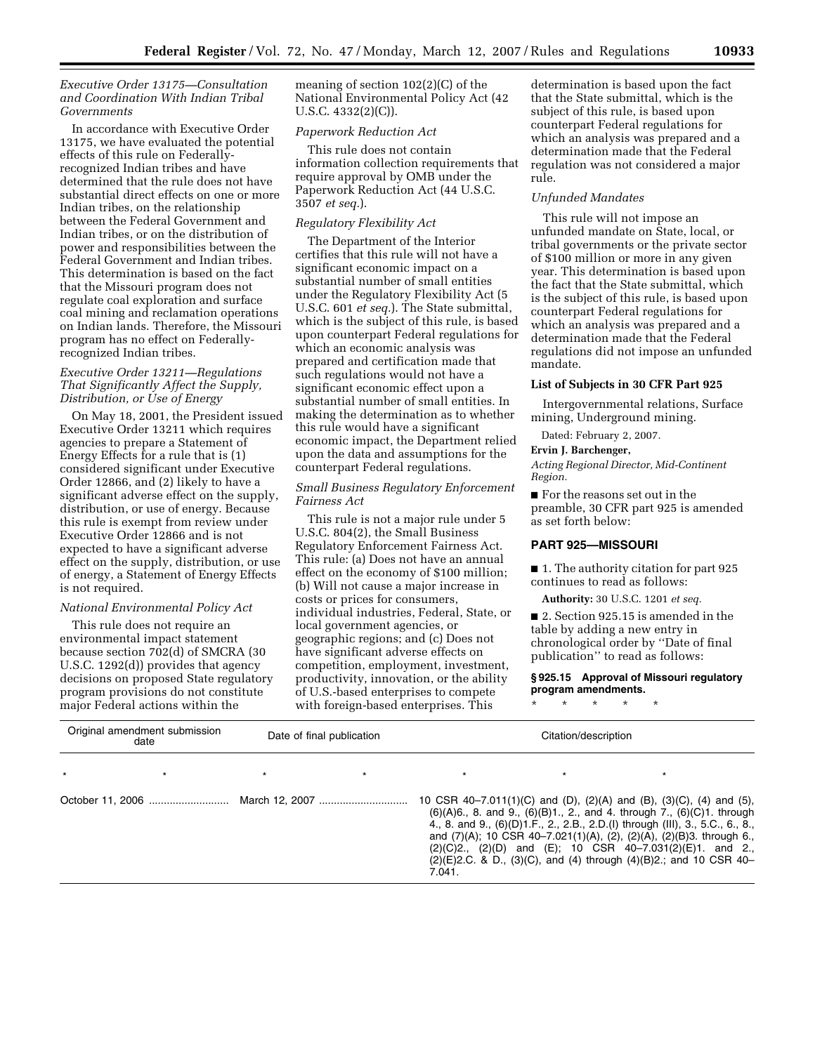*Executive Order 13175—Consultation and Coordination With Indian Tribal Governments*

In accordance with Executive Order 13175, we have evaluated the potential effects of this rule on Federally-recognized Indian tribes and have determined that the rule does not have substantial direct effects on one or more Indian tribes, on the relationship between the Federal Government and Indian tribes, or on the distribution of power and responsibilities between the Federal Government and Indian tribes. This determination is based on the fact that the Missouri program does not regulate coal exploration and surface coal mining and reclamation operations on Indian lands. Therefore, the Missouri program has no effect on Federally-recognized Indian tribes.

*Executive Order 13211—Regulations That Significantly Affect the Supply, Distribution, or Use of Energy*

On May 18, 2001, the President issued Executive Order 13211 which requires agencies to prepare a Statement of Energy Effects for a rule that is (1) considered significant under Executive Order 12866, and (2) likely to have a significant adverse effect on the supply, distribution, or use of energy. Because this rule is exempt from review under Executive Order 12866 and is not expected to have a significant adverse effect on the supply, distribution, or use of energy, a Statement of Energy Effects is not required.

*National Environmental Policy Act*

This rule does not require an environmental impact statement because section 702(d) of SMCRA (30 U.S.C. 1292(d)) provides that agency decisions on proposed State regulatory program provisions do not constitute major Federal actions within the meaning of section 102(2)(C) of the National Environmental Policy Act (42 U.S.C. 4332(2)(C)).

*Paperwork Reduction Act*

This rule does not contain information collection requirements that require approval by OMB under the Paperwork Reduction Act (44 U.S.C. 3507 *et seq.*).

*Regulatory Flexibility Act*

The Department of the Interior certifies that this rule will not have a significant economic impact on a substantial number of small entities under the Regulatory Flexibility Act (5 U.S.C. 601 *et seq.*). The State submittal, which is the subject of this rule, is based upon counterpart Federal regulations for which an economic analysis was prepared and certification made that such regulations would not have a significant economic effect upon a substantial number of small entities. In making the determination as to whether this rule would have a significant economic impact, the Department relied upon the data and assumptions for the counterpart Federal regulations.

*Small Business Regulatory Enforcement Fairness Act*

This rule is not a major rule under 5 U.S.C. 804(2), the Small Business Regulatory Enforcement Fairness Act. This rule: (a) Does not have an annual effect on the economy of $100 million; (b) Will not cause a major increase in costs or prices for consumers, individual industries, Federal, State, or local government agencies, or geographic regions; and (c) Does not have significant adverse effects on competition, employment, investment, productivity, innovation, or the ability of U.S.-based enterprises to compete with foreign-based enterprises. This determination is based upon the fact that the State submittal, which is the subject of this rule, is based upon counterpart Federal regulations for which an analysis was prepared and a determination made that the Federal regulation was not considered a major rule.

*Unfunded Mandates*

This rule will not impose an unfunded mandate on State, local, or tribal governments or the private sector of $100 million or more in any given year. This determination is based upon the fact that the State submittal, which is the subject of this rule, is based upon counterpart Federal regulations for which an analysis was prepared and a determination made that the Federal regulations did not impose an unfunded mandate.

**List of Subjects in 30 CFR Part 925**

Intergovernmental relations, Surface mining, Underground mining.

Dated: February 2, 2007.

**Ervin J. Barchenger,**

*Acting Regional Director, Mid-Continent Region.*

■ For the reasons set out in the preamble, 30 CFR part 925 is amended as set forth below:

**PART 925—MISSOURI**

■ 1. The authority citation for part 925 continues to read as follows:

**Authority:** 30 U.S.C. 1201 *et seq.*

■ 2. Section 925.15 is amended in the table by adding a new entry in chronological order by ''Date of final publication'' to read as follows:

**§ 925.15 Approval of Missouri regulatory program amendments.**

\* \* \* \* \*

| Original amendment submission date | Date of final publication | Citation/description |
|---|---|---|
| \* \* | \* \* | \* \* \* |
| October 11, 2006 .......................... | March 12, 2007 ............................. | 10 CSR 40–7.011(1)(C) and (D), (2)(A) and (B), (3)(C), (4) and (5), (6)(A)6., 8. and 9., (6)(B)1., 2., and 4. through 7., (6)(C)1. through 4., 8. and 9., (6)(D)1.F., 2., 2.B., 2.D.(I) through (III), 3., 5.C., 6., 8., and (7)(A); 10 CSR 40–7.021(1)(A), (2), (2)(A), (2)(B)3. through 6., (2)(C)2., (2)(D) and (E); 10 CSR 40–7.031(2)(E)1. and 2., (2)(E)2.C. & D., (3)(C), and (4) through (4)(B)2.; and 10 CSR 40–7.041. |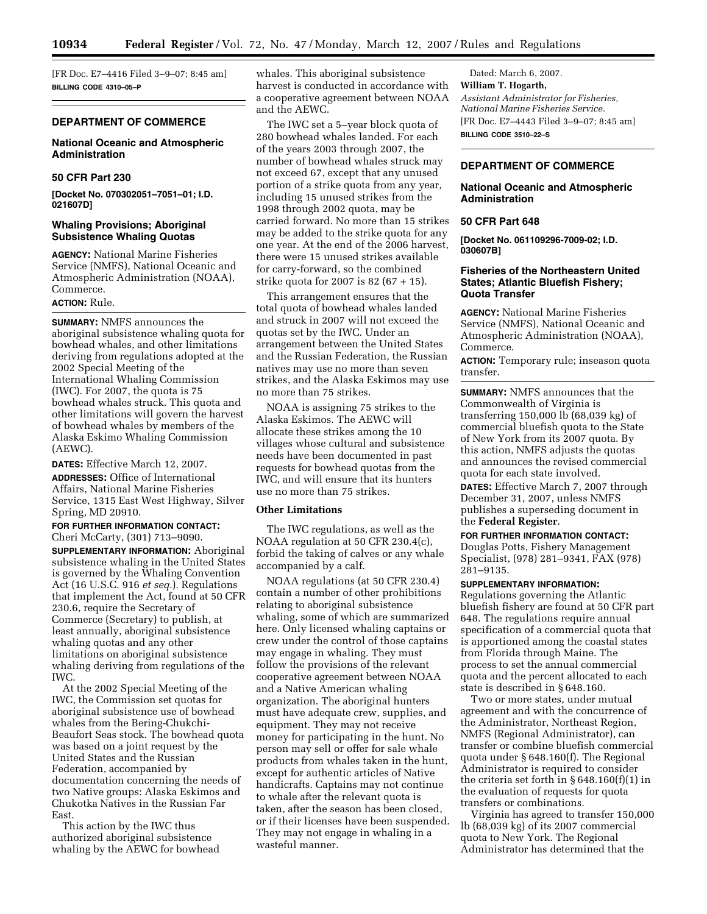[FR Doc. E7–4416 Filed 3–9–07; 8:45 am]

**BILLING CODE 4310–05–P**

## DEPARTMENT OF COMMERCE

### National Oceanic and Atmospheric Administration

### 50 CFR Part 230

**[Docket No. 070302051–7051–01; I.D. 021607D]**

### Whaling Provisions; Aboriginal Subsistence Whaling Quotas

**AGENCY:** National Marine Fisheries Service (NMFS), National Oceanic and Atmospheric Administration (NOAA), Commerce.

**ACTION:** Rule.

**SUMMARY:** NMFS announces the aboriginal subsistence whaling quota for bowhead whales, and other limitations deriving from regulations adopted at the 2002 Special Meeting of the International Whaling Commission (IWC). For 2007, the quota is 75 bowhead whales struck. This quota and other limitations will govern the harvest of bowhead whales by members of the Alaska Eskimo Whaling Commission (AEWC).

**DATES:** Effective March 12, 2007.

**ADDRESSES:** Office of International Affairs, National Marine Fisheries Service, 1315 East West Highway, Silver Spring, MD 20910.

**FOR FURTHER INFORMATION CONTACT:** Cheri McCarty, (301) 713–9090.

**SUPPLEMENTARY INFORMATION:** Aboriginal subsistence whaling in the United States is governed by the Whaling Convention Act (16 U.S.C. 916 *et seq.*). Regulations that implement the Act, found at 50 CFR 230.6, require the Secretary of Commerce (Secretary) to publish, at least annually, aboriginal subsistence whaling quotas and any other limitations on aboriginal subsistence whaling deriving from regulations of the IWC.

At the 2002 Special Meeting of the IWC, the Commission set quotas for aboriginal subsistence use of bowhead whales from the Bering-Chukchi-Beaufort Seas stock. The bowhead quota was based on a joint request by the United States and the Russian Federation, accompanied by documentation concerning the needs of two Native groups: Alaska Eskimos and Chukotka Natives in the Russian Far East.

This action by the IWC thus authorized aboriginal subsistence whaling by the AEWC for bowhead whales. This aboriginal subsistence harvest is conducted in accordance with a cooperative agreement between NOAA and the AEWC.

The IWC set a 5–year block quota of 280 bowhead whales landed. For each of the years 2003 through 2007, the number of bowhead whales struck may not exceed 67, except that any unused portion of a strike quota from any year, including 15 unused strikes from the 1998 through 2002 quota, may be carried forward. No more than 15 strikes may be added to the strike quota for any one year. At the end of the 2006 harvest, there were 15 unused strikes available for carry-forward, so the combined strike quota for 2007 is 82 (67 + 15).

This arrangement ensures that the total quota of bowhead whales landed and struck in 2007 will not exceed the quotas set by the IWC. Under an arrangement between the United States and the Russian Federation, the Russian natives may use no more than seven strikes, and the Alaska Eskimos may use no more than 75 strikes.

NOAA is assigning 75 strikes to the Alaska Eskimos. The AEWC will allocate these strikes among the 10 villages whose cultural and subsistence needs have been documented in past requests for bowhead quotas from the IWC, and will ensure that its hunters use no more than 75 strikes.

#### Other Limitations

The IWC regulations, as well as the NOAA regulation at 50 CFR 230.4(c), forbid the taking of calves or any whale accompanied by a calf.

NOAA regulations (at 50 CFR 230.4) contain a number of other prohibitions relating to aboriginal subsistence whaling, some of which are summarized here. Only licensed whaling captains or crew under the control of those captains may engage in whaling. They must follow the provisions of the relevant cooperative agreement between NOAA and a Native American whaling organization. The aboriginal hunters must have adequate crew, supplies, and equipment. They may not receive money for participating in the hunt. No person may sell or offer for sale whale products from whales taken in the hunt, except for authentic articles of Native handicrafts. Captains may not continue to whale after the relevant quota is taken, after the season has been closed, or if their licenses have been suspended. They may not engage in whaling in a wasteful manner.

Dated: March 6, 2007.

**William T. Hogarth,**

*Assistant Administrator for Fisheries, National Marine Fisheries Service.*

[FR Doc. E7–4443 Filed 3–9–07; 8:45 am]

**BILLING CODE 3510–22–S**

## DEPARTMENT OF COMMERCE

### National Oceanic and Atmospheric Administration

### 50 CFR Part 648

**[Docket No. 061109296–7009–02; I.D. 030607B]**

### Fisheries of the Northeastern United States; Atlantic Bluefish Fishery; Quota Transfer

**AGENCY:** National Marine Fisheries Service (NMFS), National Oceanic and Atmospheric Administration (NOAA), Commerce.

**ACTION:** Temporary rule; inseason quota transfer.

**SUMMARY:** NMFS announces that the Commonwealth of Virginia is transferring 150,000 lb (68,039 kg) of commercial bluefish quota to the State of New York from its 2007 quota. By this action, NMFS adjusts the quotas and announces the revised commercial quota for each state involved.

**DATES:** Effective March 7, 2007 through December 31, 2007, unless NMFS publishes a superseding document in the **Federal Register**.

**FOR FURTHER INFORMATION CONTACT:** Douglas Potts, Fishery Management Specialist, (978) 281–9341, FAX (978) 281–9135.

**SUPPLEMENTARY INFORMATION:** Regulations governing the Atlantic bluefish fishery are found at 50 CFR part 648. The regulations require annual specification of a commercial quota that is apportioned among the coastal states from Florida through Maine. The process to set the annual commercial quota and the percent allocated to each state is described in § 648.160.

Two or more states, under mutual agreement and with the concurrence of the Administrator, Northeast Region, NMFS (Regional Administrator), can transfer or combine bluefish commercial quota under § 648.160(f). The Regional Administrator is required to consider the criteria set forth in § 648.160(f)(1) in the evaluation of requests for quota transfers or combinations.

Virginia has agreed to transfer 150,000 lb (68,039 kg) of its 2007 commercial quota to New York. The Regional Administrator has determined that the